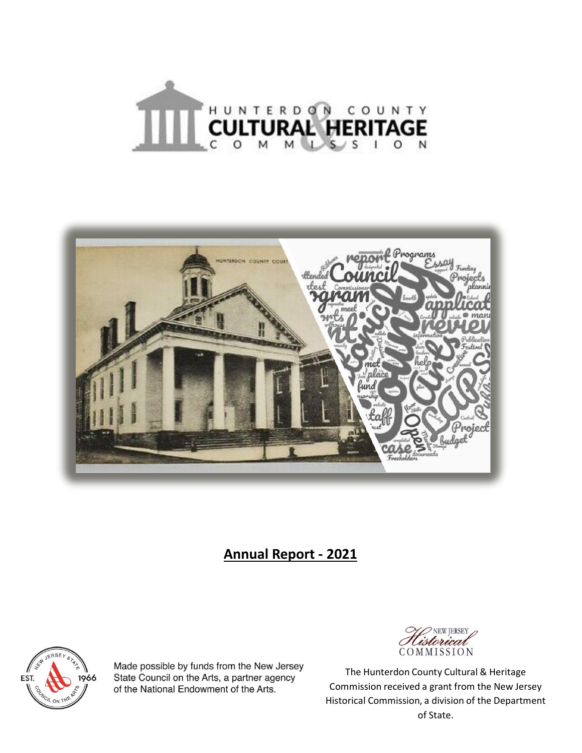# HUNTERDON COUNTY CULTURAL & HERITAGE COMMISSION

## Annual Report - 2021

Made possible by funds from the New Jersey State Council on the Arts, a partner agency of the National Endowment of the Arts.

The Hunterdon County Cultural & Heritage Commission received a grant from the New Jersey Historical Commission, a division of the Department of State.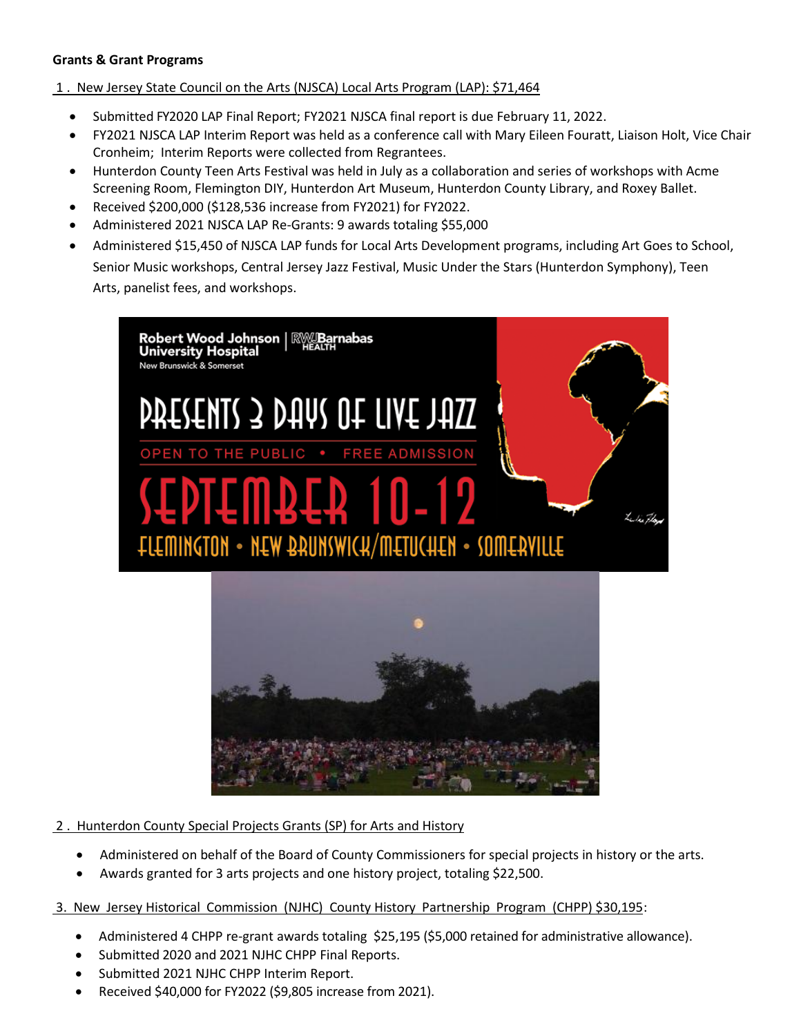**Grants & Grant Programs**

1 . New Jersey State Council on the Arts (NJSCA) Local Arts Program (LAP): $71,464

- Submitted FY2020 LAP Final Report; FY2021 NJSCA final report is due February 11, 2022.
- FY2021 NJSCA LAP Interim Report was held as a conference call with Mary Eileen Fouratt, Liaison Holt, Vice Chair Cronheim; Interim Reports were collected from Regrantees.
- Hunterdon County Teen Arts Festival was held in July as a collaboration and series of workshops with Acme Screening Room, Flemington DIY, Hunterdon Art Museum, Hunterdon County Library, and Roxey Ballet.
- Received $200,000 ($128,536 increase from FY2021) for FY2022.
- Administered 2021 NJSCA LAP Re-Grants: 9 awards totaling $55,000
- Administered $15,450 of NJSCA LAP funds for Local Arts Development programs, including Art Goes to School, Senior Music workshops, Central Jersey Jazz Festival, Music Under the Stars (Hunterdon Symphony), Teen Arts, panelist fees, and workshops.

2 . Hunterdon County Special Projects Grants (SP) for Arts and History

- Administered on behalf of the Board of County Commissioners for special projects in history or the arts.
- Awards granted for 3 arts projects and one history project, totaling $22,500.

3. New Jersey Historical Commission (NJHC) County History Partnership Program (CHPP) $30,195:

- Administered 4 CHPP re-grant awards totaling $25,195 ($5,000 retained for administrative allowance).
- Submitted 2020 and 2021 NJHC CHPP Final Reports.
- Submitted 2021 NJHC CHPP Interim Report.
- Received $40,000 for FY2022 ($9,805 increase from 2021).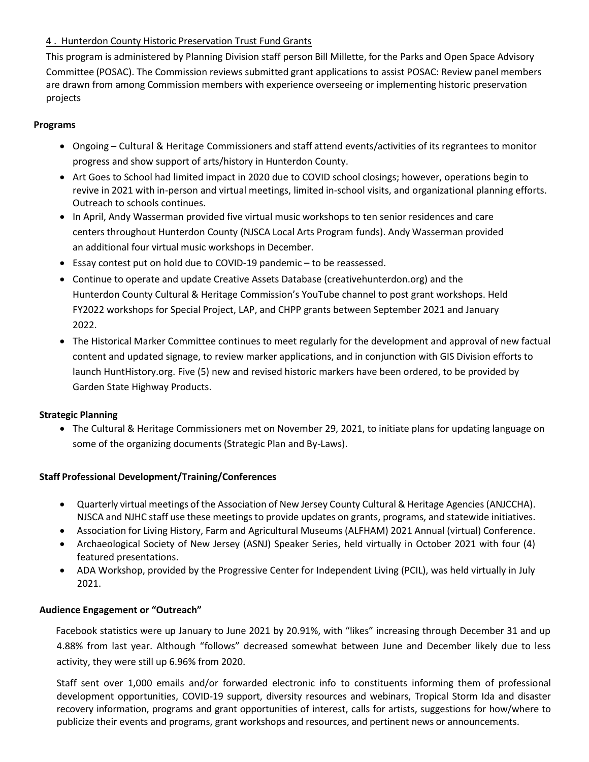4 . Hunterdon County Historic Preservation Trust Fund Grants

This program is administered by Planning Division staff person Bill Millette, for the Parks and Open Space Advisory Committee (POSAC). The Commission reviews submitted grant applications to assist POSAC: Review panel members are drawn from among Commission members with experience overseeing or implementing historic preservation projects

**Programs**

- Ongoing – Cultural & Heritage Commissioners and staff attend events/activities of its regrantees to monitor progress and show support of arts/history in Hunterdon County.
- Art Goes to School had limited impact in 2020 due to COVID school closings; however, operations begin to revive in 2021 with in-person and virtual meetings, limited in-school visits, and organizational planning efforts. Outreach to schools continues.
- In April, Andy Wasserman provided five virtual music workshops to ten senior residences and care centers throughout Hunterdon County (NJSCA Local Arts Program funds). Andy Wasserman provided an additional four virtual music workshops in December.
- Essay contest put on hold due to COVID-19 pandemic – to be reassessed.
- Continue to operate and update Creative Assets Database (creativehunterdon.org) and the Hunterdon County Cultural & Heritage Commission's YouTube channel to post grant workshops. Held FY2022 workshops for Special Project, LAP, and CHPP grants between September 2021 and January 2022.
- The Historical Marker Committee continues to meet regularly for the development and approval of new factual content and updated signage, to review marker applications, and in conjunction with GIS Division efforts to launch HuntHistory.org. Five (5) new and revised historic markers have been ordered, to be provided by Garden State Highway Products.

**Strategic Planning**

- The Cultural & Heritage Commissioners met on November 29, 2021, to initiate plans for updating language on some of the organizing documents (Strategic Plan and By-Laws).

**Staff Professional Development/Training/Conferences**

- Quarterly virtual meetings of the Association of New Jersey County Cultural & Heritage Agencies (ANJCCHA). NJSCA and NJHC staff use these meetings to provide updates on grants, programs, and statewide initiatives.
- Association for Living History, Farm and Agricultural Museums (ALFHAM) 2021 Annual (virtual) Conference.
- Archaeological Society of New Jersey (ASNJ) Speaker Series, held virtually in October 2021 with four (4) featured presentations.
- ADA Workshop, provided by the Progressive Center for Independent Living (PCIL), was held virtually in July 2021.

**Audience Engagement or "Outreach"**

Facebook statistics were up January to June 2021 by 20.91%, with "likes" increasing through December 31 and up 4.88% from last year. Although "follows" decreased somewhat between June and December likely due to less activity, they were still up 6.96% from 2020.

Staff sent over 1,000 emails and/or forwarded electronic info to constituents informing them of professional development opportunities, COVID-19 support, diversity resources and webinars, Tropical Storm Ida and disaster recovery information, programs and grant opportunities of interest, calls for artists, suggestions for how/where to publicize their events and programs, grant workshops and resources, and pertinent news or announcements.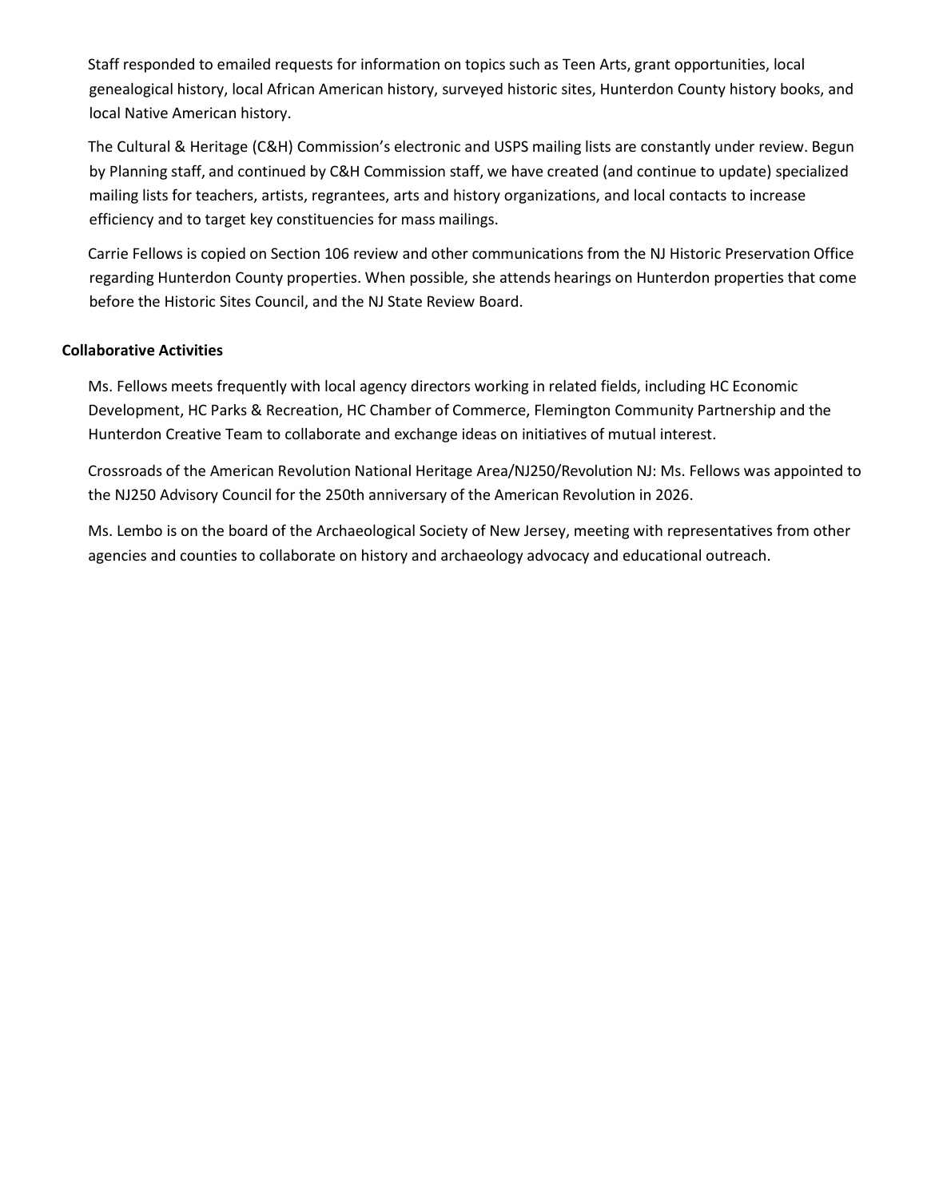Staff responded to emailed requests for information on topics such as Teen Arts, grant opportunities, local genealogical history, local African American history, surveyed historic sites, Hunterdon County history books, and local Native American history.

The Cultural & Heritage (C&H) Commission's electronic and USPS mailing lists are constantly under review. Begun by Planning staff, and continued by C&H Commission staff, we have created (and continue to update) specialized mailing lists for teachers, artists, regrantees, arts and history organizations, and local contacts to increase efficiency and to target key constituencies for mass mailings.

Carrie Fellows is copied on Section 106 review and other communications from the NJ Historic Preservation Office regarding Hunterdon County properties. When possible, she attends hearings on Hunterdon properties that come before the Historic Sites Council, and the NJ State Review Board.

**Collaborative Activities**

Ms. Fellows meets frequently with local agency directors working in related fields, including HC Economic Development, HC Parks & Recreation, HC Chamber of Commerce, Flemington Community Partnership and the Hunterdon Creative Team to collaborate and exchange ideas on initiatives of mutual interest.

Crossroads of the American Revolution National Heritage Area/NJ250/Revolution NJ: Ms. Fellows was appointed to the NJ250 Advisory Council for the 250th anniversary of the American Revolution in 2026.

Ms. Lembo is on the board of the Archaeological Society of New Jersey, meeting with representatives from other agencies and counties to collaborate on history and archaeology advocacy and educational outreach.